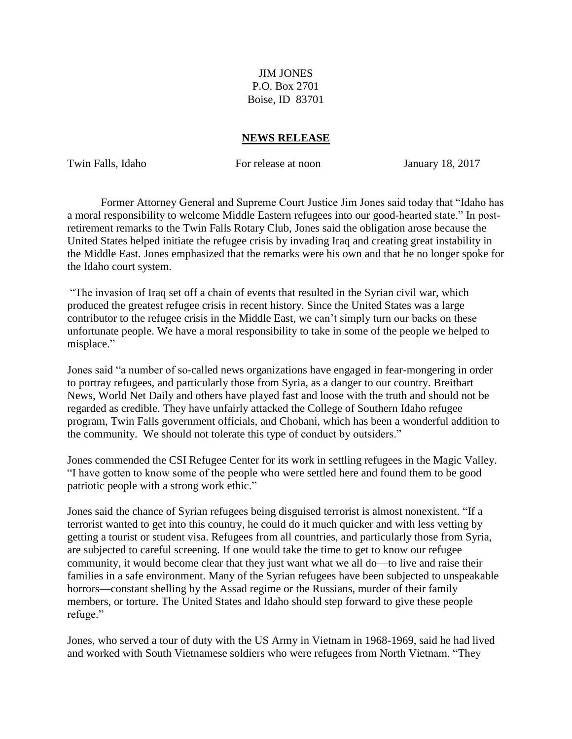JIM JONES
P.O. Box 2701
Boise, ID 83701

## **NEWS RELEASE**

Twin Falls, Idaho For release at noon January 18, 2017

Former Attorney General and Supreme Court Justice Jim Jones said today that "Idaho has a moral responsibility to welcome Middle Eastern refugees into our good-hearted state." In post-retirement remarks to the Twin Falls Rotary Club, Jones said the obligation arose because the United States helped initiate the refugee crisis by invading Iraq and creating great instability in the Middle East. Jones emphasized that the remarks were his own and that he no longer spoke for the Idaho court system.

"The invasion of Iraq set off a chain of events that resulted in the Syrian civil war, which produced the greatest refugee crisis in recent history. Since the United States was a large contributor to the refugee crisis in the Middle East, we can't simply turn our backs on these unfortunate people. We have a moral responsibility to take in some of the people we helped to misplace."

Jones said "a number of so-called news organizations have engaged in fear-mongering in order to portray refugees, and particularly those from Syria, as a danger to our country. Breitbart News, World Net Daily and others have played fast and loose with the truth and should not be regarded as credible. They have unfairly attacked the College of Southern Idaho refugee program, Twin Falls government officials, and Chobani, which has been a wonderful addition to the community. We should not tolerate this type of conduct by outsiders."

Jones commended the CSI Refugee Center for its work in settling refugees in the Magic Valley. "I have gotten to know some of the people who were settled here and found them to be good patriotic people with a strong work ethic."

Jones said the chance of Syrian refugees being disguised terrorist is almost nonexistent. "If a terrorist wanted to get into this country, he could do it much quicker and with less vetting by getting a tourist or student visa. Refugees from all countries, and particularly those from Syria, are subjected to careful screening. If one would take the time to get to know our refugee community, it would become clear that they just want what we all do—to live and raise their families in a safe environment. Many of the Syrian refugees have been subjected to unspeakable horrors—constant shelling by the Assad regime or the Russians, murder of their family members, or torture. The United States and Idaho should step forward to give these people refuge."

Jones, who served a tour of duty with the US Army in Vietnam in 1968-1969, said he had lived and worked with South Vietnamese soldiers who were refugees from North Vietnam. "They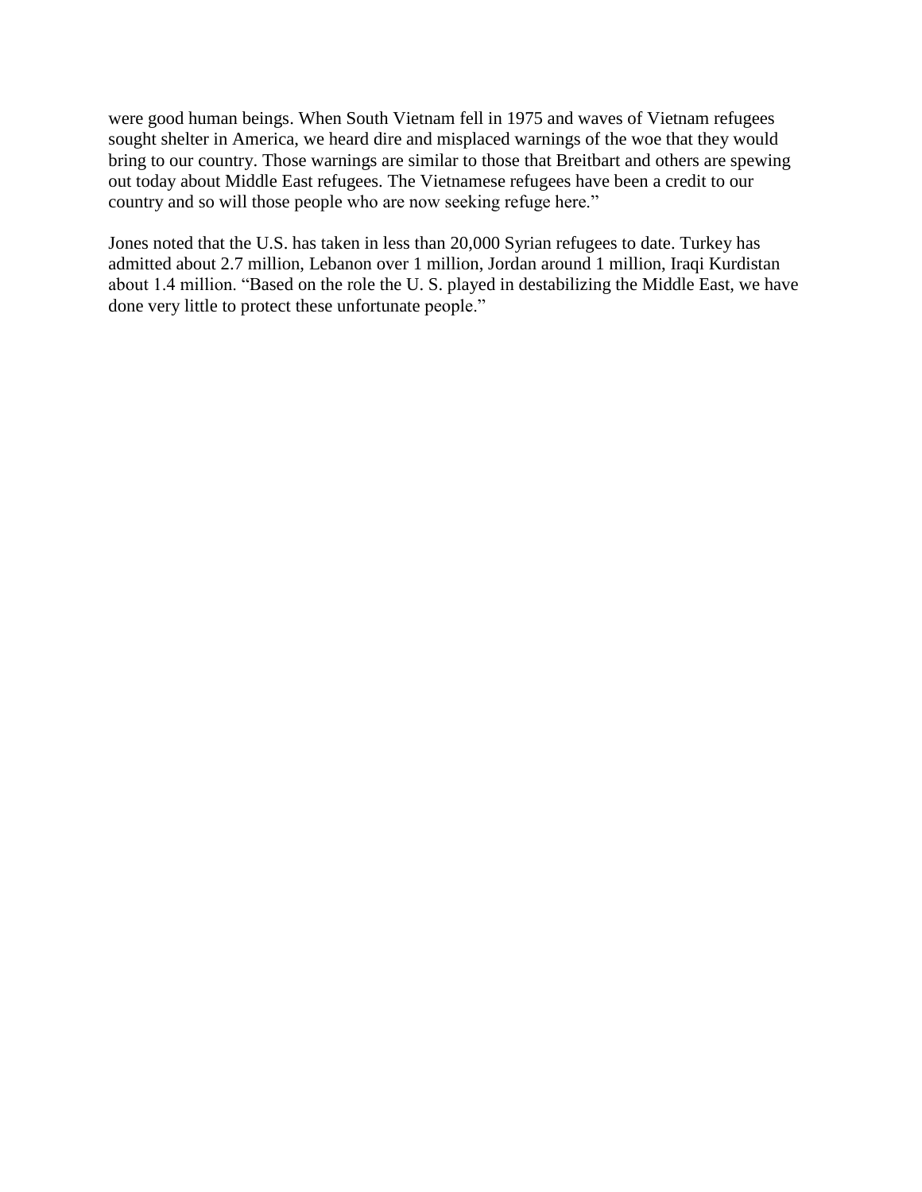were good human beings. When South Vietnam fell in 1975 and waves of Vietnam refugees sought shelter in America, we heard dire and misplaced warnings of the woe that they would bring to our country. Those warnings are similar to those that Breitbart and others are spewing out today about Middle East refugees. The Vietnamese refugees have been a credit to our country and so will those people who are now seeking refuge here."

Jones noted that the U.S. has taken in less than 20,000 Syrian refugees to date. Turkey has admitted about 2.7 million, Lebanon over 1 million, Jordan around 1 million, Iraqi Kurdistan about 1.4 million. "Based on the role the U. S. played in destabilizing the Middle East, we have done very little to protect these unfortunate people."